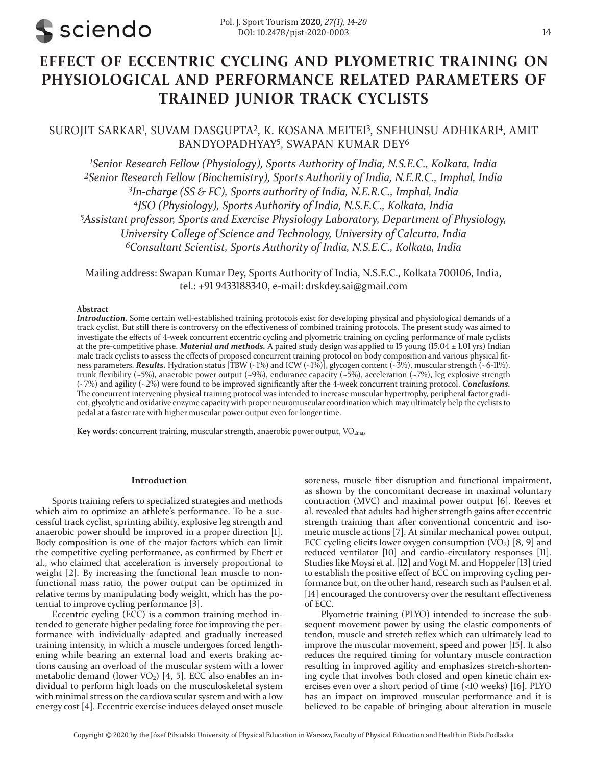# EFFECT OF ECCENTRIC CYCLING AND PLYOMETRIC TRAINING ON PHYSIOLOGICAL AND PERFORMANCE RELATED PARAMETERS OF TRAINED JUNIOR TRACK CYCLISTS

SUROJIT SARKAR[1], SUVAM DASGUPTA[2], K. KOSANA MEITEI[3], SNEHUNSU ADHIKARI[4], AMIT BANDYOPADHYAY[5], SWAPAN KUMAR DEY[6]

*[1]Senior Research Fellow (Physiology), Sports Authority of India, N.S.E.C., Kolkata, India*
*[2]Senior Research Fellow (Biochemistry), Sports Authority of India, N.E.R.C., Imphal, India*
*[3]In-charge (SS & FC), Sports authority of India, N.E.R.C., Imphal, India*
*[4]JSO (Physiology), Sports Authority of India, N.S.E.C., Kolkata, India*
*[5]Assistant professor, Sports and Exercise Physiology Laboratory, Department of Physiology, University College of Science and Technology, University of Calcutta, India*
*[6]Consultant Scientist, Sports Authority of India, N.S.E.C., Kolkata, India*

Mailing address: Swapan Kumar Dey, Sports Authority of India, N.S.E.C., Kolkata 700106, India, tel.: +91 9433188340, e-mail: drskdey.sai@gmail.com

**Abstract**

***Introduction.*** Some certain well-established training protocols exist for developing physical and physiological demands of a track cyclist. But still there is controversy on the effectiveness of combined training protocols. The present study was aimed to investigate the effects of 4-week concurrent eccentric cycling and plyometric training on cycling performance of male cyclists at the pre-competitive phase. ***Material and methods.*** A paired study design was applied to 15 young (15.04 ± 1.01 yrs) Indian male track cyclists to assess the effects of proposed concurrent training protocol on body composition and various physical fitness parameters. ***Results.*** Hydration status [TBW (~1%) and ICW (~1%)], glycogen content (~3%), muscular strength (~6-11%), trunk flexibility (~5%), anaerobic power output (~9%), endurance capacity (~5%), acceleration (~7%), leg explosive strength (~7%) and agility (~2%) were found to be improved significantly after the 4-week concurrent training protocol. ***Conclusions.*** The concurrent intervening physical training protocol was intended to increase muscular hypertrophy, peripheral factor gradient, glycolytic and oxidative enzyme capacity with proper neuromuscular coordination which may ultimately help the cyclists to pedal at a faster rate with higher muscular power output even for longer time.

**Key words:** concurrent training, muscular strength, anaerobic power output, $VO_{2max}$

## Introduction

Sports training refers to specialized strategies and methods which aim to optimize an athlete's performance. To be a successful track cyclist, sprinting ability, explosive leg strength and anaerobic power should be improved in a proper direction [1]. Body composition is one of the major factors which can limit the competitive cycling performance, as confirmed by Ebert et al., who claimed that acceleration is inversely proportional to weight [2]. By increasing the functional lean muscle to non-functional mass ratio, the power output can be optimized in relative terms by manipulating body weight, which has the potential to improve cycling performance [3].

Eccentric cycling (ECC) is a common training method intended to generate higher pedaling force for improving the performance with individually adapted and gradually increased training intensity, in which a muscle undergoes forced lengthening while bearing an external load and exerts braking actions causing an overload of the muscular system with a lower metabolic demand (lower $VO_2$) [4, 5]. ECC also enables an individual to perform high loads on the musculoskeletal system with minimal stress on the cardiovascular system and with a low energy cost [4]. Eccentric exercise induces delayed onset muscle soreness, muscle fiber disruption and functional impairment, as shown by the concomitant decrease in maximal voluntary contraction (MVC) and maximal power output [6]. Reeves et al. revealed that adults had higher strength gains after eccentric strength training than after conventional concentric and isometric muscle actions [7]. At similar mechanical power output, ECC cycling elicits lower oxygen consumption ($VO_2$) [8, 9] and reduced ventilator [10] and cardio-circulatory responses [11]. Studies like Moysi et al. [12] and Vogt M. and Hoppeler [13] tried to establish the positive effect of ECC on improving cycling performance but, on the other hand, research such as Paulsen et al. [14] encouraged the controversy over the resultant effectiveness of ECC.

Plyometric training (PLYO) intended to increase the subsequent movement power by using the elastic components of tendon, muscle and stretch reflex which can ultimately lead to improve the muscular movement, speed and power [15]. It also reduces the required timing for voluntary muscle contraction resulting in improved agility and emphasizes stretch-shortening cycle that involves both closed and open kinetic chain exercises even over a short period of time (<10 weeks) [16]. PLYO has an impact on improved muscular performance and it is believed to be capable of bringing about alteration in muscle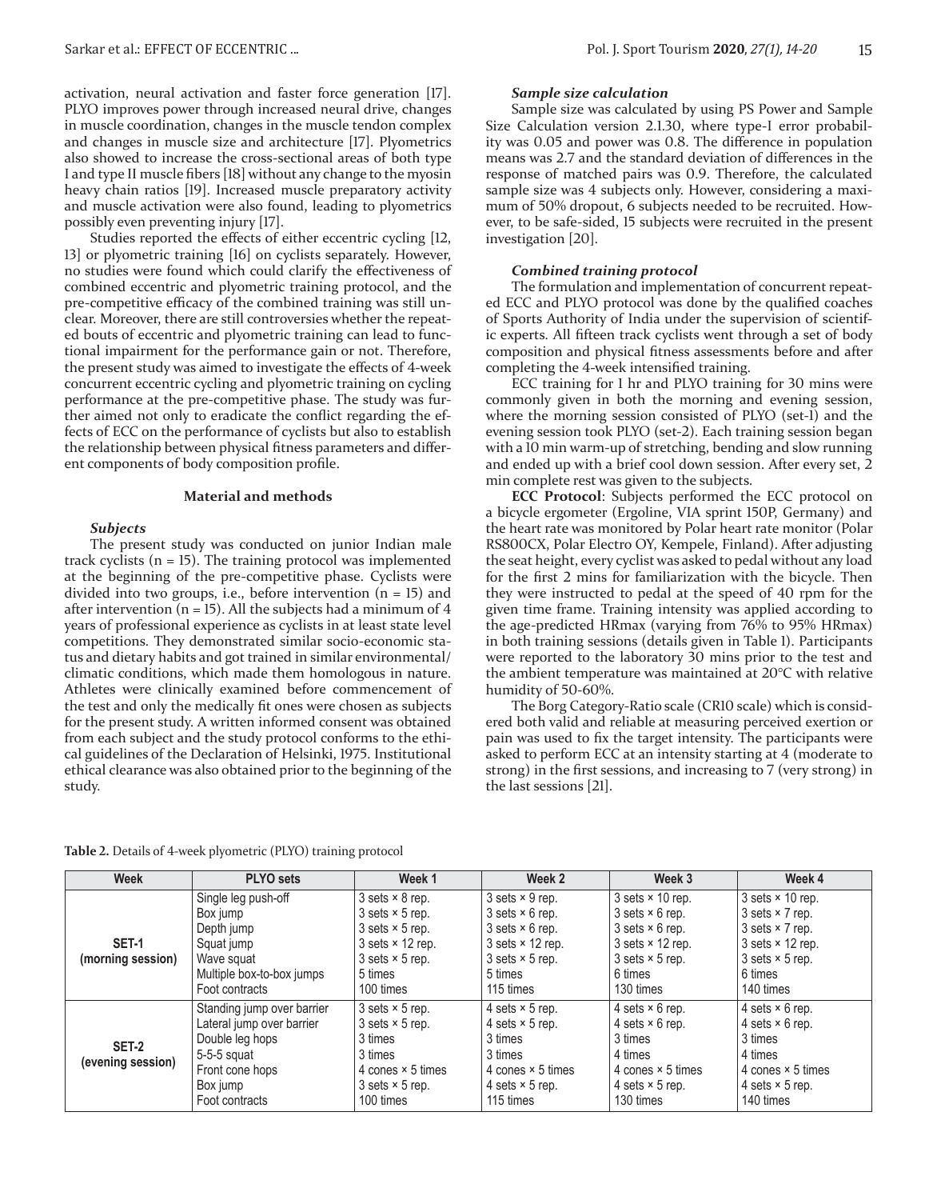activation, neural activation and faster force generation [17]. PLYO improves power through increased neural drive, changes in muscle coordination, changes in the muscle tendon complex and changes in muscle size and architecture [17]. Plyometrics also showed to increase the cross-sectional areas of both type I and type II muscle fibers [18] without any change to the myosin heavy chain ratios [19]. Increased muscle preparatory activity and muscle activation were also found, leading to plyometrics possibly even preventing injury [17].

Studies reported the effects of either eccentric cycling [12, 13] or plyometric training [16] on cyclists separately. However, no studies were found which could clarify the effectiveness of combined eccentric and plyometric training protocol, and the pre-competitive efficacy of the combined training was still unclear. Moreover, there are still controversies whether the repeated bouts of eccentric and plyometric training can lead to functional impairment for the performance gain or not. Therefore, the present study was aimed to investigate the effects of 4-week concurrent eccentric cycling and plyometric training on cycling performance at the pre-competitive phase. The study was further aimed not only to eradicate the conflict regarding the effects of ECC on the performance of cyclists but also to establish the relationship between physical fitness parameters and different components of body composition profile.

## Material and methods

### *Subjects*

The present study was conducted on junior Indian male track cyclists (n = 15). The training protocol was implemented at the beginning of the pre-competitive phase. Cyclists were divided into two groups, i.e., before intervention (n = 15) and after intervention (n = 15). All the subjects had a minimum of 4 years of professional experience as cyclists in at least state level competitions. They demonstrated similar socio-economic status and dietary habits and got trained in similar environmental/climatic conditions, which made them homologous in nature. Athletes were clinically examined before commencement of the test and only the medically fit ones were chosen as subjects for the present study. A written informed consent was obtained from each subject and the study protocol conforms to the ethical guidelines of the Declaration of Helsinki, 1975. Institutional ethical clearance was also obtained prior to the beginning of the study.

### *Sample size calculation*

Sample size was calculated by using PS Power and Sample Size Calculation version 2.1.30, where type-I error probability was 0.05 and power was 0.8. The difference in population means was 2.7 and the standard deviation of differences in the response of matched pairs was 0.9. Therefore, the calculated sample size was 4 subjects only. However, considering a maximum of 50% dropout, 6 subjects needed to be recruited. However, to be safe-sided, 15 subjects were recruited in the present investigation [20].

### *Combined training protocol*

The formulation and implementation of concurrent repeated ECC and PLYO protocol was done by the qualified coaches of Sports Authority of India under the supervision of scientific experts. All fifteen track cyclists went through a set of body composition and physical fitness assessments before and after completing the 4-week intensified training.

ECC training for 1 hr and PLYO training for 30 mins were commonly given in both the morning and evening session, where the morning session consisted of PLYO (set-1) and the evening session took PLYO (set-2). Each training session began with a 10 min warm-up of stretching, bending and slow running and ended up with a brief cool down session. After every set, 2 min complete rest was given to the subjects.

**ECC Protocol**: Subjects performed the ECC protocol on a bicycle ergometer (Ergoline, VIA sprint 150P, Germany) and the heart rate was monitored by Polar heart rate monitor (Polar RS800CX, Polar Electro OY, Kempele, Finland). After adjusting the seat height, every cyclist was asked to pedal without any load for the first 2 mins for familiarization with the bicycle. Then they were instructed to pedal at the speed of 40 rpm for the given time frame. Training intensity was applied according to the age-predicted HRmax (varying from 76% to 95% HRmax) in both training sessions (details given in Table 1). Participants were reported to the laboratory 30 mins prior to the test and the ambient temperature was maintained at 20°C with relative humidity of 50-60%.

The Borg Category-Ratio scale (CR10 scale) which is considered both valid and reliable at measuring perceived exertion or pain was used to fix the target intensity. The participants were asked to perform ECC at an intensity starting at 4 (moderate to strong) in the first sessions, and increasing to 7 (very strong) in the last sessions [21].

**Table 2.** Details of 4-week plyometric (PLYO) training protocol

| Week | PLYO sets | Week 1 | Week 2 | Week 3 | Week 4 |
|---|---|---|---|---|---|
| SET-1 (morning session) | Single leg push-off | 3 sets × 8 rep. | 3 sets × 9 rep. | 3 sets × 10 rep. | 3 sets × 10 rep. |
| | Box jump | 3 sets × 5 rep. | 3 sets × 6 rep. | 3 sets × 6 rep. | 3 sets × 7 rep. |
| | Depth jump | 3 sets × 5 rep. | 3 sets × 6 rep. | 3 sets × 6 rep. | 3 sets × 7 rep. |
| | Squat jump | 3 sets × 12 rep. | 3 sets × 12 rep. | 3 sets × 12 rep. | 3 sets × 12 rep. |
| | Wave squat | 3 sets × 5 rep. | 3 sets × 5 rep. | 3 sets × 5 rep. | 3 sets × 5 rep. |
| | Multiple box-to-box jumps | 5 times | 5 times | 6 times | 6 times |
| | Foot contracts | 100 times | 115 times | 130 times | 140 times |
| SET-2 (evening session) | Standing jump over barrier | 3 sets × 5 rep. | 4 sets × 5 rep. | 4 sets × 6 rep. | 4 sets × 6 rep. |
| | Lateral jump over barrier | 3 sets × 5 rep. | 4 sets × 5 rep. | 4 sets × 6 rep. | 4 sets × 6 rep. |
| | Double leg hops | 3 times | 3 times | 3 times | 3 times |
| | 5-5-5 squat | 3 times | 3 times | 4 times | 4 times |
| | Front cone hops | 4 cones × 5 times | 4 cones × 5 times | 4 cones × 5 times | 4 cones × 5 times |
| | Box jump | 3 sets × 5 rep. | 4 sets × 5 rep. | 4 sets × 5 rep. | 4 sets × 5 rep. |
| | Foot contracts | 100 times | 115 times | 130 times | 140 times |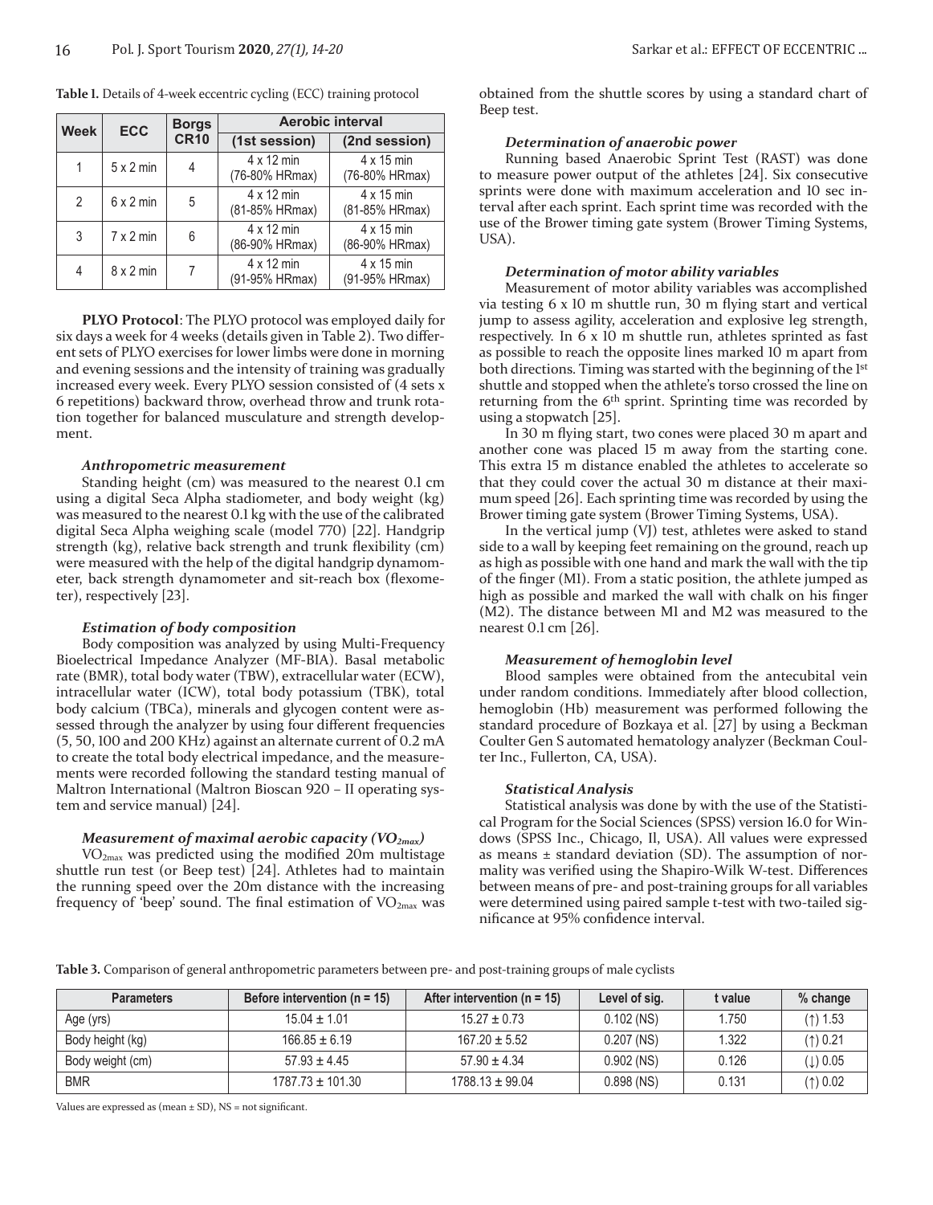**Table 1.** Details of 4-week eccentric cycling (ECC) training protocol

| Week | ECC | Borgs CR10 | Aerobic interval | |
|---|---|---|---|---|
| | | | (1st session) | (2nd session) |
| 1 | 5 x 2 min | 4 | 4 x 12 min (76-80% HRmax) | 4 x 15 min (76-80% HRmax) |
| 2 | 6 x 2 min | 5 | 4 x 12 min (81-85% HRmax) | 4 x 15 min (81-85% HRmax) |
| 3 | 7 x 2 min | 6 | 4 x 12 min (86-90% HRmax) | 4 x 15 min (86-90% HRmax) |
| 4 | 8 x 2 min | 7 | 4 x 12 min (91-95% HRmax) | 4 x 15 min (91-95% HRmax) |

**PLYO Protocol**: The PLYO protocol was employed daily for six days a week for 4 weeks (details given in Table 2). Two different sets of PLYO exercises for lower limbs were done in morning and evening sessions and the intensity of training was gradually increased every week. Every PLYO session consisted of (4 sets x 6 repetitions) backward throw, overhead throw and trunk rotation together for balanced musculature and strength development.

***Anthropometric measurement***

Standing height (cm) was measured to the nearest 0.1 cm using a digital Seca Alpha stadiometer, and body weight (kg) was measured to the nearest 0.1 kg with the use of the calibrated digital Seca Alpha weighing scale (model 770) [22]. Handgrip strength (kg), relative back strength and trunk flexibility (cm) were measured with the help of the digital handgrip dynamometer, back strength dynamometer and sit-reach box (flexometer), respectively [23].

***Estimation of body composition***

Body composition was analyzed by using Multi-Frequency Bioelectrical Impedance Analyzer (MF-BIA). Basal metabolic rate (BMR), total body water (TBW), extracellular water (ECW), intracellular water (ICW), total body potassium (TBK), total body calcium (TBCa), minerals and glycogen content were assessed through the analyzer by using four different frequencies (5, 50, 100 and 200 KHz) against an alternate current of 0.2 mA to create the total body electrical impedance, and the measurements were recorded following the standard testing manual of Maltron International (Maltron Bioscan 920 – II operating system and service manual) [24].

***Measurement of maximal aerobic capacity ($VO_{2max}$)***

$VO_{2max}$ was predicted using the modified 20m multistage shuttle run test (or Beep test) [24]. Athletes had to maintain the running speed over the 20m distance with the increasing frequency of 'beep' sound. The final estimation of $VO_{2max}$ was obtained from the shuttle scores by using a standard chart of Beep test.

***Determination of anaerobic power***

Running based Anaerobic Sprint Test (RAST) was done to measure power output of the athletes [24]. Six consecutive sprints were done with maximum acceleration and 10 sec interval after each sprint. Each sprint time was recorded with the use of the Brower timing gate system (Brower Timing Systems, USA).

***Determination of motor ability variables***

Measurement of motor ability variables was accomplished via testing 6 x 10 m shuttle run, 30 m flying start and vertical jump to assess agility, acceleration and explosive leg strength, respectively. In 6 x 10 m shuttle run, athletes sprinted as fast as possible to reach the opposite lines marked 10 m apart from both directions. Timing was started with the beginning of the 1st shuttle and stopped when the athlete's torso crossed the line on returning from the 6th sprint. Sprinting time was recorded by using a stopwatch [25].

In 30 m flying start, two cones were placed 30 m apart and another cone was placed 15 m away from the starting cone. This extra 15 m distance enabled the athletes to accelerate so that they could cover the actual 30 m distance at their maximum speed [26]. Each sprinting time was recorded by using the Brower timing gate system (Brower Timing Systems, USA).

In the vertical jump (VJ) test, athletes were asked to stand side to a wall by keeping feet remaining on the ground, reach up as high as possible with one hand and mark the wall with the tip of the finger (M1). From a static position, the athlete jumped as high as possible and marked the wall with chalk on his finger (M2). The distance between M1 and M2 was measured to the nearest 0.1 cm [26].

***Measurement of hemoglobin level***

Blood samples were obtained from the antecubital vein under random conditions. Immediately after blood collection, hemoglobin (Hb) measurement was performed following the standard procedure of Bozkaya et al. [27] by using a Beckman Coulter Gen S automated hematology analyzer (Beckman Coulter Inc., Fullerton, CA, USA).

***Statistical Analysis***

Statistical analysis was done by with the use of the Statistical Program for the Social Sciences (SPSS) version 16.0 for Windows (SPSS Inc., Chicago, Il, USA). All values were expressed as means ± standard deviation (SD). The assumption of normality was verified using the Shapiro-Wilk W-test. Differences between means of pre- and post-training groups for all variables were determined using paired sample t-test with two-tailed significance at 95% confidence interval.

**Table 3.** Comparison of general anthropometric parameters between pre- and post-training groups of male cyclists

| Parameters | Before intervention (n = 15) | After intervention (n = 15) | Level of sig. | t value | % change |
|---|---|---|---|---|---|
| Age (yrs) | 15.04 ± 1.01 | 15.27 ± 0.73 | 0.102 (NS) | 1.750 | (↑) 1.53 |
| Body height (kg) | 166.85 ± 6.19 | 167.20 ± 5.52 | 0.207 (NS) | 1.322 | (↑) 0.21 |
| Body weight (cm) | 57.93 ± 4.45 | 57.90 ± 4.34 | 0.902 (NS) | 0.126 | (↓) 0.05 |
| BMR | 1787.73 ± 101.30 | 1788.13 ± 99.04 | 0.898 (NS) | 0.131 | (↑) 0.02 |

Values are expressed as (mean ± SD), NS = not significant.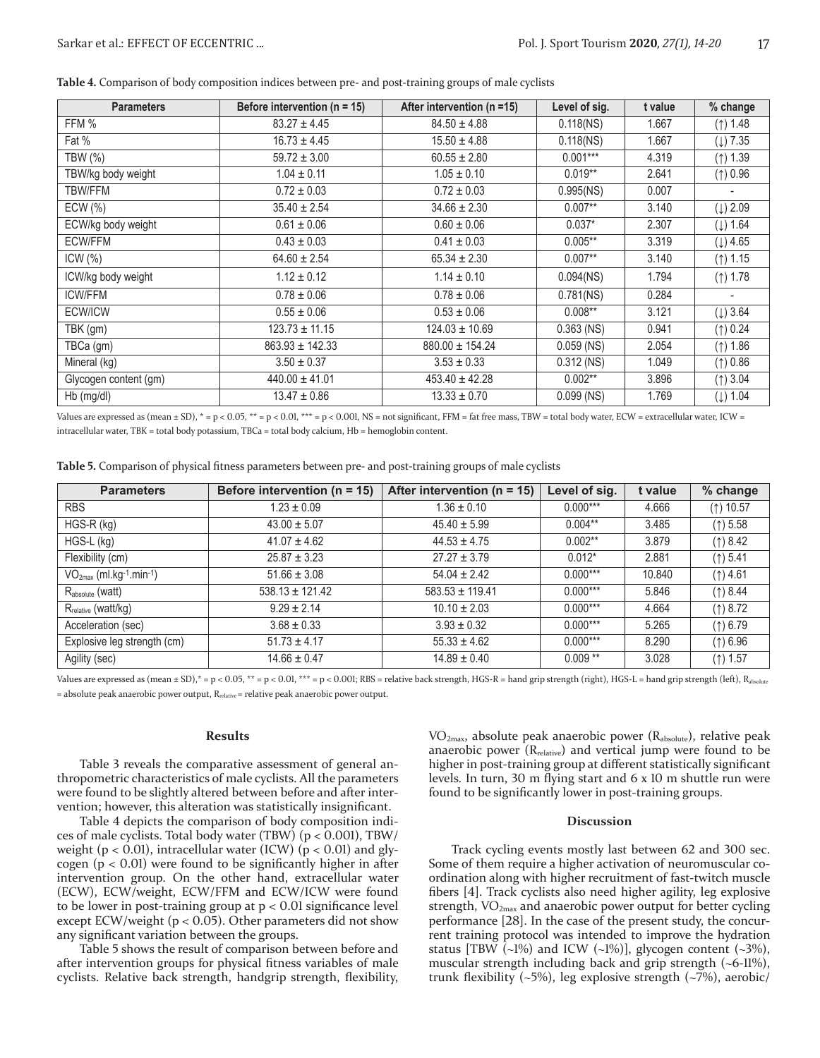**Table 4.** Comparison of body composition indices between pre- and post-training groups of male cyclists

| Parameters | Before intervention (n = 15) | After intervention (n =15) | Level of sig. | t value | % change |
|---|---|---|---|---|---|
| FFM % | 83.27 ± 4.45 | 84.50 ± 4.88 | 0.118(NS) | 1.667 | (↑) 1.48 |
| Fat % | 16.73 ± 4.45 | 15.50 ± 4.88 | 0.118(NS) | 1.667 | (↓) 7.35 |
| TBW (%) | 59.72 ± 3.00 | 60.55 ± 2.80 | 0.001*** | 4.319 | (↑) 1.39 |
| TBW/kg body weight | 1.04 ± 0.11 | 1.05 ± 0.10 | 0.019** | 2.641 | (↑) 0.96 |
| TBW/FFM | 0.72 ± 0.03 | 0.72 ± 0.03 | 0.995(NS) | 0.007 | - |
| ECW (%) | 35.40 ± 2.54 | 34.66 ± 2.30 | 0.007** | 3.140 | (↓) 2.09 |
| ECW/kg body weight | 0.61 ± 0.06 | 0.60 ± 0.06 | 0.037* | 2.307 | (↓) 1.64 |
| ECW/FFM | 0.43 ± 0.03 | 0.41 ± 0.03 | 0.005** | 3.319 | (↓) 4.65 |
| ICW (%) | 64.60 ± 2.54 | 65.34 ± 2.30 | 0.007** | 3.140 | (↑) 1.15 |
| ICW/kg body weight | 1.12 ± 0.12 | 1.14 ± 0.10 | 0.094(NS) | 1.794 | (↑) 1.78 |
| ICW/FFM | 0.78 ± 0.06 | 0.78 ± 0.06 | 0.781(NS) | 0.284 | - |
| ECW/ICW | 0.55 ± 0.06 | 0.53 ± 0.06 | 0.008** | 3.121 | (↓) 3.64 |
| TBK (gm) | 123.73 ± 11.15 | 124.03 ± 10.69 | 0.363 (NS) | 0.941 | (↑) 0.24 |
| TBCa (gm) | 863.93 ± 142.33 | 880.00 ± 154.24 | 0.059 (NS) | 2.054 | (↑) 1.86 |
| Mineral (kg) | 3.50 ± 0.37 | 3.53 ± 0.33 | 0.312 (NS) | 1.049 | (↑) 0.86 |
| Glycogen content (gm) | 440.00 ± 41.01 | 453.40 ± 42.28 | 0.002** | 3.896 | (↑) 3.04 |
| Hb (mg/dl) | 13.47 ± 0.86 | 13.33 ± 0.70 | 0.099 (NS) | 1.769 | (↓) 1.04 |

Values are expressed as (mean ± SD), * = p < 0.05, ** = p < 0.01, *** = p < 0.001, NS = not significant, FFM = fat free mass, TBW = total body water, ECW = extracellular water, ICW = intracellular water, TBK = total body potassium, TBCa = total body calcium, Hb = hemoglobin content.

**Table 5.** Comparison of physical fitness parameters between pre- and post-training groups of male cyclists

| Parameters | Before intervention (n = 15) | After intervention (n = 15) | Level of sig. | t value | % change |
|---|---|---|---|---|---|
| RBS | 1.23 ± 0.09 | 1.36 ± 0.10 | 0.000*** | 4.666 | (↑) 10.57 |
| HGS-R (kg) | 43.00 ± 5.07 | 45.40 ± 5.99 | 0.004** | 3.485 | (↑) 5.58 |
| HGS-L (kg) | 41.07 ± 4.62 | 44.53 ± 4.75 | 0.002** | 3.879 | (↑) 8.42 |
| Flexibility (cm) | 25.87 ± 3.23 | 27.27 ± 3.79 | 0.012* | 2.881 | (↑) 5.41 |
| $VO_{2max}$ ($ml.kg^{-1}.min^{-1}$) | 51.66 ± 3.08 | 54.04 ± 2.42 | 0.000*** | 10.840 | (↑) 4.61 |
| $R_{absolute}$ (watt) | 538.13 ± 121.42 | 583.53 ± 119.41 | 0.000*** | 5.846 | (↑) 8.44 |
| $R_{relative}$ (watt/kg) | 9.29 ± 2.14 | 10.10 ± 2.03 | 0.000*** | 4.664 | (↑) 8.72 |
| Acceleration (sec) | 3.68 ± 0.33 | 3.93 ± 0.32 | 0.000*** | 5.265 | (↑) 6.79 |
| Explosive leg strength (cm) | 51.73 ± 4.17 | 55.33 ± 4.62 | 0.000*** | 8.290 | (↑) 6.96 |
| Agility (sec) | 14.66 ± 0.47 | 14.89 ± 0.40 | 0.009 ** | 3.028 | (↑) 1.57 |

Values are expressed as (mean ± SD),* = p < 0.05, ** = p < 0.01, *** = p < 0.001; RBS = relative back strength, HGS-R = hand grip strength (right), HGS-L = hand grip strength (left), $R_{absolute}$ = absolute peak anaerobic power output, $R_{relative}$ = relative peak anaerobic power output.

## Results

Table 3 reveals the comparative assessment of general anthropometric characteristics of male cyclists. All the parameters were found to be slightly altered between before and after intervention; however, this alteration was statistically insignificant.

Table 4 depicts the comparison of body composition indices of male cyclists. Total body water (TBW) ($p < 0.001$), TBW/weight ($p < 0.01$), intracellular water (ICW) ($p < 0.01$) and glycogen ($p < 0.01$) were found to be significantly higher in after intervention group. On the other hand, extracellular water (ECW), ECW/weight, ECW/FFM and ECW/ICW were found to be lower in post-training group at $p < 0.01$ significance level except ECW/weight ($p < 0.05$). Other parameters did not show any significant variation between the groups.

Table 5 shows the result of comparison between before and after intervention groups for physical fitness variables of male cyclists. Relative back strength, handgrip strength, flexibility, $VO_{2max}$, absolute peak anaerobic power ($R_{absolute}$), relative peak anaerobic power ($R_{relative}$) and vertical jump were found to be higher in post-training group at different statistically significant levels. In turn, 30 m flying start and 6 x 10 m shuttle run were found to be significantly lower in post-training groups.

## Discussion

Track cycling events mostly last between 62 and 300 sec. Some of them require a higher activation of neuromuscular coordination along with higher recruitment of fast-twitch muscle fibers [4]. Track cyclists also need higher agility, leg explosive strength, $VO_{2max}$ and anaerobic power output for better cycling performance [28]. In the case of the present study, the concurrent training protocol was intended to improve the hydration status [TBW (~1%) and ICW (~1%)], glycogen content (~3%), muscular strength including back and grip strength (~6-11%), trunk flexibility (~5%), leg explosive strength (~7%), aerobic/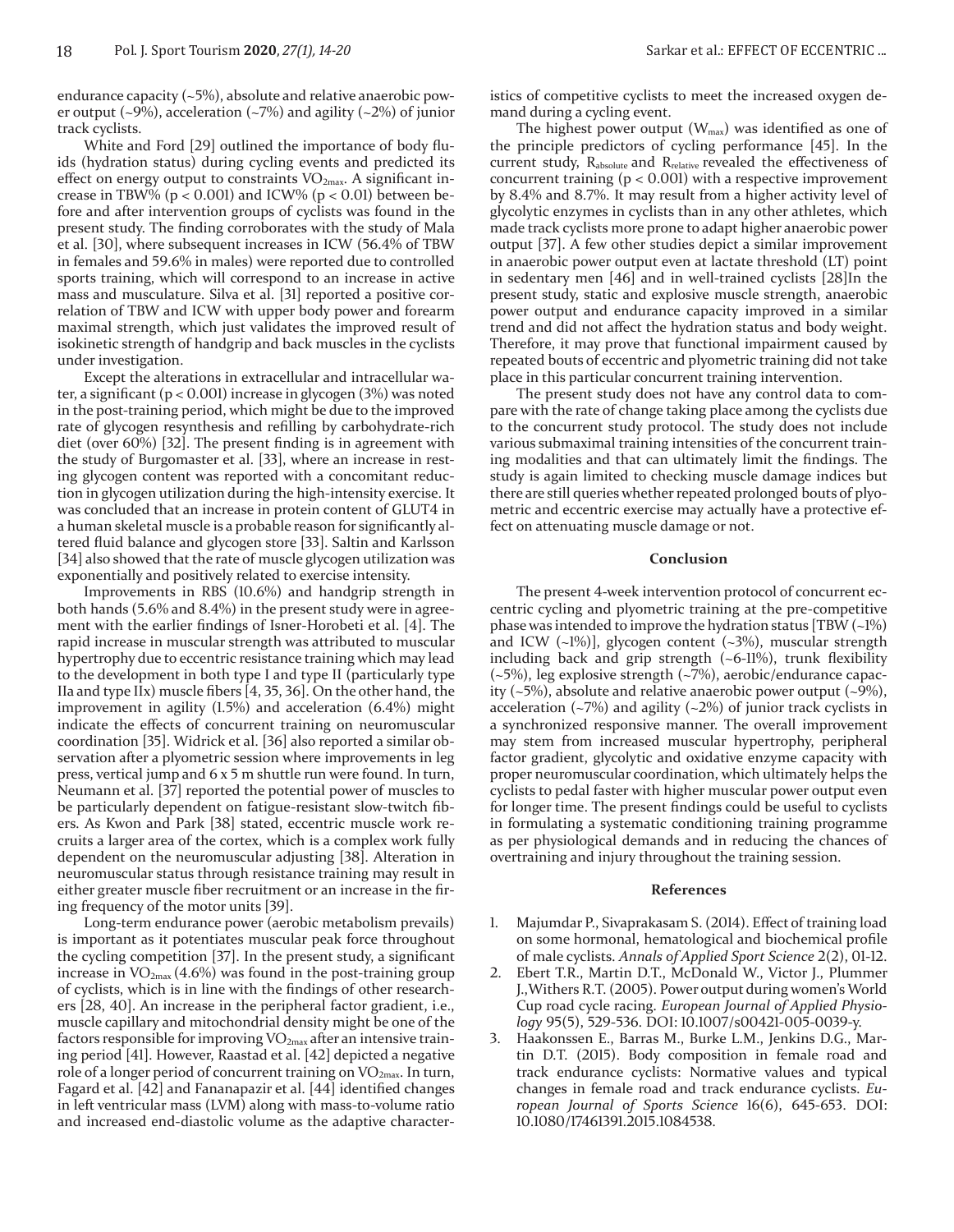endurance capacity (~5%), absolute and relative anaerobic power output (~9%), acceleration (~7%) and agility (~2%) of junior track cyclists.

White and Ford [29] outlined the importance of body fluids (hydration status) during cycling events and predicted its effect on energy output to constraints $VO_{2max}$. A significant increase in TBW% ($p < 0.001$) and ICW% ($p < 0.01$) between before and after intervention groups of cyclists was found in the present study. The finding corroborates with the study of Mala et al. [30], where subsequent increases in ICW (56.4% of TBW in females and 59.6% in males) were reported due to controlled sports training, which will correspond to an increase in active mass and musculature. Silva et al. [31] reported a positive correlation of TBW and ICW with upper body power and forearm maximal strength, which just validates the improved result of isokinetic strength of handgrip and back muscles in the cyclists under investigation.

Except the alterations in extracellular and intracellular water, a significant ($p < 0.001$) increase in glycogen (3%) was noted in the post-training period, which might be due to the improved rate of glycogen resynthesis and refilling by carbohydrate-rich diet (over 60%) [32]. The present finding is in agreement with the study of Burgomaster et al. [33], where an increase in resting glycogen content was reported with a concomitant reduction in glycogen utilization during the high-intensity exercise. It was concluded that an increase in protein content of GLUT4 in a human skeletal muscle is a probable reason for significantly altered fluid balance and glycogen store [33]. Saltin and Karlsson [34] also showed that the rate of muscle glycogen utilization was exponentially and positively related to exercise intensity.

Improvements in RBS (10.6%) and handgrip strength in both hands (5.6% and 8.4%) in the present study were in agreement with the earlier findings of Isner-Horobeti et al. [4]. The rapid increase in muscular strength was attributed to muscular hypertrophy due to eccentric resistance training which may lead to the development in both type I and type II (particularly type IIa and type IIx) muscle fibers [4, 35, 36]. On the other hand, the improvement in agility (1.5%) and acceleration (6.4%) might indicate the effects of concurrent training on neuromuscular coordination [35]. Widrick et al. [36] also reported a similar observation after a plyometric session where improvements in leg press, vertical jump and 6 x 5 m shuttle run were found. In turn, Neumann et al. [37] reported the potential power of muscles to be particularly dependent on fatigue-resistant slow-twitch fibers. As Kwon and Park [38] stated, eccentric muscle work recruits a larger area of the cortex, which is a complex work fully dependent on the neuromuscular adjusting [38]. Alteration in neuromuscular status through resistance training may result in either greater muscle fiber recruitment or an increase in the firing frequency of the motor units [39].

Long-term endurance power (aerobic metabolism prevails) is important as it potentiates muscular peak force throughout the cycling competition [37]. In the present study, a significant increase in $VO_{2max}$ (4.6%) was found in the post-training group of cyclists, which is in line with the findings of other researchers [28, 40]. An increase in the peripheral factor gradient, i.e., muscle capillary and mitochondrial density might be one of the factors responsible for improving $VO_{2max}$ after an intensive training period [41]. However, Raastad et al. [42] depicted a negative role of a longer period of concurrent training on $VO_{2max}$. In turn, Fagard et al. [42] and Fananapazir et al. [44] identified changes in left ventricular mass (LVM) along with mass-to-volume ratio and increased end-diastolic volume as the adaptive characteristics of competitive cyclists to meet the increased oxygen demand during a cycling event.

The highest power output ($W_{max}$) was identified as one of the principle predictors of cycling performance [45]. In the current study, $R_{absolute}$ and $R_{relative}$ revealed the effectiveness of concurrent training ($p < 0.001$) with a respective improvement by 8.4% and 8.7%. It may result from a higher activity level of glycolytic enzymes in cyclists than in any other athletes, which made track cyclists more prone to adapt higher anaerobic power output [37]. A few other studies depict a similar improvement in anaerobic power output even at lactate threshold (LT) point in sedentary men [46] and in well-trained cyclists [28]In the present study, static and explosive muscle strength, anaerobic power output and endurance capacity improved in a similar trend and did not affect the hydration status and body weight. Therefore, it may prove that functional impairment caused by repeated bouts of eccentric and plyometric training did not take place in this particular concurrent training intervention.

The present study does not have any control data to compare with the rate of change taking place among the cyclists due to the concurrent study protocol. The study does not include various submaximal training intensities of the concurrent training modalities and that can ultimately limit the findings. The study is again limited to checking muscle damage indices but there are still queries whether repeated prolonged bouts of plyometric and eccentric exercise may actually have a protective effect on attenuating muscle damage or not.

## Conclusion

The present 4-week intervention protocol of concurrent eccentric cycling and plyometric training at the pre-competitive phase was intended to improve the hydration status [TBW (~1%) and ICW (~1%)], glycogen content (~3%), muscular strength including back and grip strength (~6-11%), trunk flexibility (~5%), leg explosive strength (~7%), aerobic/endurance capacity (~5%), absolute and relative anaerobic power output (~9%), acceleration (~7%) and agility (~2%) of junior track cyclists in a synchronized responsive manner. The overall improvement may stem from increased muscular hypertrophy, peripheral factor gradient, glycolytic and oxidative enzyme capacity with proper neuromuscular coordination, which ultimately helps the cyclists to pedal faster with higher muscular power output even for longer time. The present findings could be useful to cyclists in formulating a systematic conditioning training programme as per physiological demands and in reducing the chances of overtraining and injury throughout the training session.

## References

1. Majumdar P., Sivaprakasam S. (2014). Effect of training load on some hormonal, hematological and biochemical profile of male cyclists. *Annals of Applied Sport Science* 2(2), 01-12.
2. Ebert T.R., Martin D.T., McDonald W., Victor J., Plummer J.,Withers R.T. (2005). Power output during women's World Cup road cycle racing. *European Journal of Applied Physiology* 95(5), 529-536. DOI: 10.1007/s00421-005-0039-y.
3. Haakonssen E., Barras M., Burke L.M., Jenkins D.G., Martin D.T. (2015). Body composition in female road and track endurance cyclists: Normative values and typical changes in female road and track endurance cyclists. *European Journal of Sports Science* 16(6), 645-653. DOI: 10.1080/17461391.2015.1084538.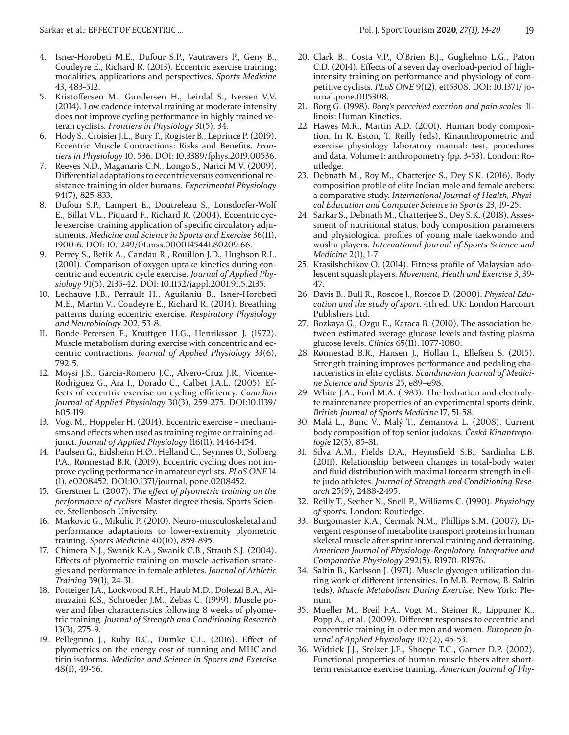4. Isner-Horobeti M.E., Dufour S.P., Vautravers P., Geny B., Coudeyre E., Richard R. (2013). Eccentric exercise training: modalities, applications and perspectives. *Sports Medicine* 43, 483-512.
5. Kristoffersen M., Gundersen H., Leirdal S., Iversen V.V. (2014). Low cadence interval training at moderate intensity does not improve cycling performance in highly trained veteran cyclists. *Frontiers in Physiology* 31(5), 34.
6. Hody S., Croisier J.L., Bury T., Rogister B., Leprince P. (2019). Eccentric Muscle Contractions: Risks and Benefits. *Frontiers in Physiology* 10, 536. DOI: 10.3389/fphys.2019.00536.
7. Reeves N.D., Maganaris C.N., Longo S., Narici M.V. (2009). Differential adaptations to eccentric versus conventional resistance training in older humans. *Experimental Physiology* 94(7), 825-833.
8. Dufour S.P., Lampert E., Doutreleau S., Lonsdorfer-Wolf E., Billat V.L., Piquard F., Richard R. (2004). Eccentric cycle exercise: training application of specific circulatory adjustments. *Medicine and Science in Sports and Exercise* 36(11), 1900-6. DOI: 10.1249/01.mss.0000145441.80209.66.
9. Perrey S., Betik A., Candau R., Rouillon J.D., Hughson R.L. (2001). Comparison of oxygen uptake kinetics during concentric and eccentric cycle exercise. *Journal of Applied Physiology* 91(5), 2135-42. DOI: 10.1152/jappl.2001.91.5.2135.
10. Lechauve J.B., Perrault H., Aguilaniu B., Isner-Horobeti M.E., Martin V., Coudeyre E., Richard R. (2014). Breathing patterns during eccentric exercise. *Respiratory Physiology and Neurobiology* 202, 53-8.
11. Bonde-Petersen F., Knuttgen H.G., Henriksson J. (1972). Muscle metabolism during exercise with concentric and eccentric contractions. *Journal of Applied Physiology* 33(6), 792-5.
12. Moysi J.S., Garcia-Romero J.C., Alvero-Cruz J.R., Vicente-Rodriguez G., Ara I., Dorado C., Calbet J.A.L. (2005). Effects of eccentric exercise on cycling efficiency. *Canadian Journal of Applied Physiology* 30(3), 259-275. DOI:10.1139/h05-119.
13. Vogt M., Hoppeler H. (2014). Eccentric exercise – mechanisms and effects when used as training regime or training adjunct. *Journal of Applied Physiology* 116(11), 1446-1454.
14. Paulsen G., Eidsheim H.Ø., Helland C., Seynnes O., Solberg P.A., Rønnestad B.R. (2019). Eccentric cycling does not improve cycling performance in amateur cyclists. *PLoS ONE* 14 (1), e0208452. DOI:10.1371/journal. pone.0208452.
15. Grerstner L. (2007). *The effect of plyometric training on the performance of cyclists*. Master degree thesis. Sports Science. Stellenbosch University.
16. Markovic G., Mikulic P. (2010). Neuro-musculoskeletal and performance adaptations to lower-extremity plyometric training. *Sports Med*icine 40(10), 859-895.
17. Chimera N.J., Swanik K.A., Swanik C.B., Straub S.J. (2004). Effects of plyometric training on muscle-activation strategies and performance in female athletes. *Journal of Athletic Training* 39(1), 24-31.
18. Potteiger J.A., Lockwood R.H., Haub M.D., Dolezal B.A., Almuzaini K.S., Schroeder J.M., Zebas C. (1999). Muscle power and fiber characteristics following 8 weeks of plyometric training. *Journal of Strength and Conditioning Research* 13(3), 275-9.
19. Pellegrino J., Ruby B.C., Dumke C.L. (2016). Effect of plyometrics on the energy cost of running and MHC and titin isoforms. *Medicine and Science in Sports and Exercise* 48(1), 49-56.
20. Clark B., Costa V.P., O'Brien B.J., Guglielmo L.G., Paton C.D. (2014). Effects of a seven day overload-period of high-intensity training on performance and physiology of competitive cyclists. *PLoS ONE* 9(12), e115308. DOI: 10.1371/ journal.pone.0115308.
21. Borg G. (1998). *Borg's perceived exertion and pain scales.* Illinois: Human Kinetics.
22. Hawes M.R., Martin A.D. (2001). Human body composition. In R. Eston, T. Reilly (eds), Kinanthropometric and exercise physiology laboratory manual: test, procedures and data. Volume 1: anthropometry (pp. 3-53). London: Routledge.
23. Debnath M., Roy M., Chatterjee S., Dey S.K. (2016). Body composition profile of elite Indian male and female archers: a comparative study. *International Journal of Health, Physical Education and Computer Science in Sports* 23, 19-25.
24. Sarkar S., Debnath M., Chatterjee S., Dey S.K. (2018). Assessment of nutritional status, body composition parameters and physiological profiles of young male taekwondo and wushu players. *International Journal of Sports Science and Medicine* 2(1), 1-7.
25. Krasilshchikov O. (2014). Fitness profile of Malaysian adolescent squash players. *Movement, Heath and Exercise* 3, 39-47.
26. Davis B., Bull R., Roscoe J., Roscoe D. (2000). *Physical Education and the study of sport*. 4th ed. UK: London Harcourt Publishers Ltd.
27. Bozkaya G., Ozgu E., Karaca B. (2010). The association between estimated average glucose levels and fasting plasma glucose levels. *Clinics* 65(11), 1077-1080.
28. Rønnestad B.R., Hansen J., Hollan I., Ellefsen S. (2015). Strength training improves performance and pedaling characteristics in elite cyclists. *Scandinavian Journal of Medicine Science and Sports* 25, e89–e98.
29. White J.A., Ford M.A. (1983). The hydration and electrolyte maintenance properties of an experimental sports drink. *British Journal of Sports Medicine* 17, 51-58.
30. Malá L., Bunc V., Malý T., Zemanová L. (2008). Current body composition of top senior judokas. *Česká Kinantropologie* 12(3), 85-81.
31. Silva A.M., Fields D.A., Heymsfield S.B., Sardinha L.B. (2011). Relationship between changes in total-body water and fluid distribution with maximal forearm strength in elite judo athletes. *Journal of Strength and Conditioning Research* 25(9), 2488-2495.
32. Reilly T., Secher N., Snell P., Williams C. (1990). *Physiology of sports*. London: Routledge.
33. Burgomaster K.A., Cermak N.M., Phillips S.M. (2007). Divergent response of metabolite transport proteins in human skeletal muscle after sprint interval training and detraining. *American Journal of Physiology-Regulatory, Integrative and Comparative Physiology* 292(5), R1970–R1976.
34. Saltin B., Karlsson J. (1971). Muscle glycogen utilization during work of different intensities. In M.B. Pernow, B. Saltin (eds), *Muscle Metabolism During Exercise*, New York: Plenum.
35. Mueller M., Breil F.A., Vogt M., Steiner R., Lippuner K., Popp A., et al. (2009). Different responses to eccentric and concentric training in older men and women. *European Journal of Applied Physiology* 107(2), 45-53.
36. Widrick J.J., Stelzer J.E., Shoepe T.C., Garner D.P. (2002). Functional properties of human muscle fibers after short-term resistance exercise training. *American Journal of Phy-*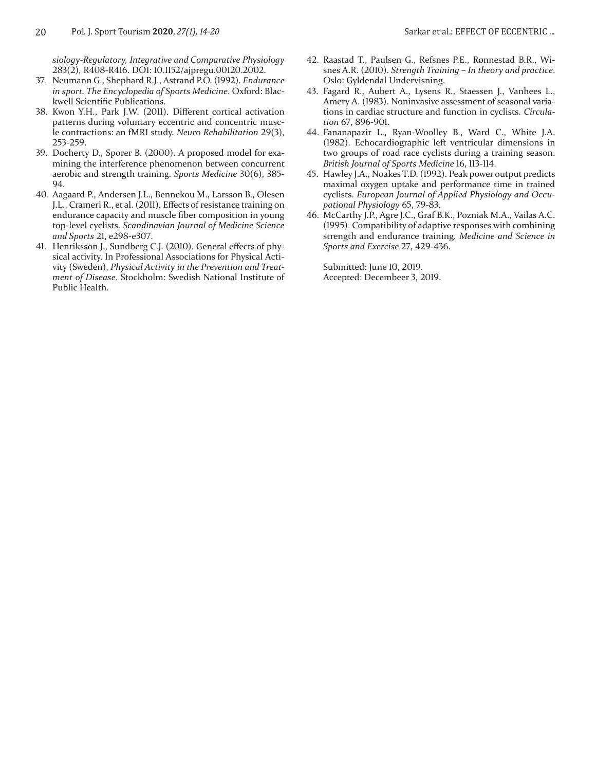*siology-Regulatory, Integrative and Comparative Physiology* 283(2), R408-R416. DOI: 10.1152/ajpregu.00120.2002.

37. Neumann G., Shephard R.J., Astrand P.O. (1992). *Endurance in sport. The Encyclopedia of Sports Medicine*. Oxford: Blackwell Scientific Publications.
38. Kwon Y.H., Park J.W. (2011). Different cortical activation patterns during voluntary eccentric and concentric muscle contractions: an fMRI study. *Neuro Rehabilitation* 29(3), 253-259.
39. Docherty D., Sporer B. (2000). A proposed model for examining the interference phenomenon between concurrent aerobic and strength training. *Sports Medicine* 30(6), 385-94.
40. Aagaard P., Andersen J.L., Bennekou M., Larsson B., Olesen J.L., Crameri R., et al. (2011). Effects of resistance training on endurance capacity and muscle fiber composition in young top-level cyclists. *Scandinavian Journal of Medicine Science and Sports* 21, e298-e307.
41. Henriksson J., Sundberg C.J. (2010). General effects of physical activity. In Professional Associations for Physical Activity (Sweden), *Physical Activity in the Prevention and Treatment of Disease*. Stockholm: Swedish National Institute of Public Health.
42. Raastad T., Paulsen G., Refsnes P.E., Rønnestad B.R., Wisnes A.R. (2010). *Strength Training – In theory and practice*. Oslo: Gyldendal Undervisning.
43. Fagard R., Aubert A., Lysens R., Staessen J., Vanhees L., Amery A. (1983). Noninvasive assessment of seasonal variations in cardiac structure and function in cyclists. *Circulation* 67, 896-901.
44. Fananapazir L., Ryan-Woolley B., Ward C., White J.A. (1982). Echocardiographic left ventricular dimensions in two groups of road race cyclists during a training season. *British Journal of Sports Medicine* 16, 113-114.
45. Hawley J.A., Noakes T.D. (1992). Peak power output predicts maximal oxygen uptake and performance time in trained cyclists. *European Journal of Applied Physiology and Occupational Physiology* 65, 79-83.
46. McCarthy J.P., Agre J.C., Graf B.K., Pozniak M.A., Vailas A.C. (1995). Compatibility of adaptive responses with combining strength and endurance training. *Medicine and Science in Sports and Exercise* 27, 429-436.

Submitted: June 10, 2019.
Accepted: Decembeer 3, 2019.